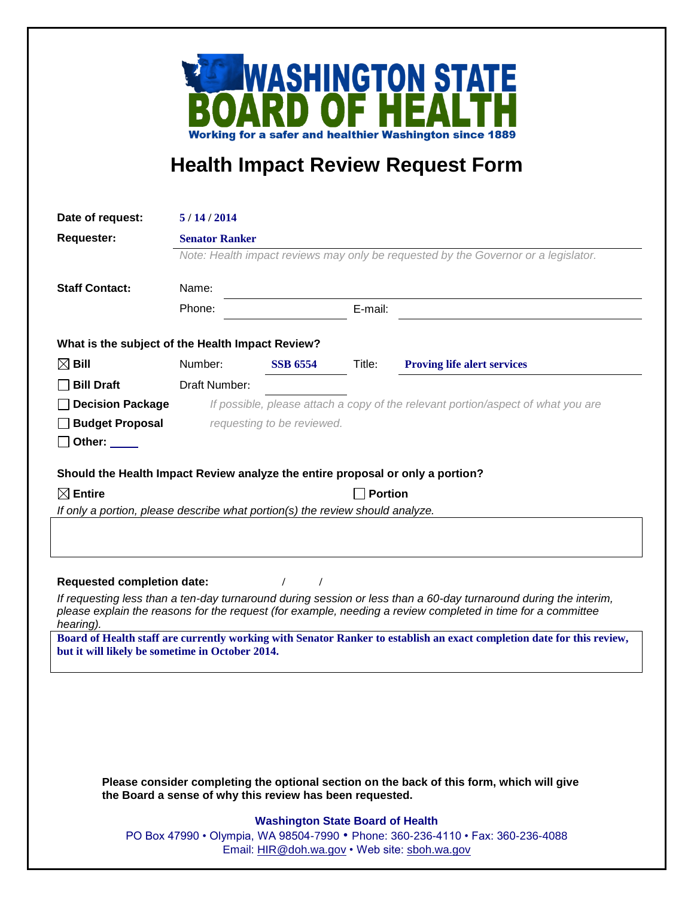# WASHINGTON STATE BOARD OF HEALTH

Working for a safer and healthier Washington since 1889

## Health Impact Review Request Form

**Date of request:** 5 / 14 / 2014

**Requester:** Senator Ranker

*Note: Health impact reviews may only be requested by the Governor or a legislator.*

**Staff Contact:**

Name:

Phone: E-mail:

**What is the subject of the Health Impact Review?**

☒ **Bill** Number: **SSB 6554** Title: **Proving life alert services**

☐ **Bill Draft** Draft Number:

☐ **Decision Package**

☐ **Budget Proposal**

☐ **Other:**

*If possible, please attach a copy of the relevant portion/aspect of what you are requesting to be reviewed.*

**Should the Health Impact Review analyze the entire proposal or only a portion?**

☒ **Entire** ☐ **Portion**

*If only a portion, please describe what portion(s) the review should analyze.*

**Requested completion date:** / /

*If requesting less than a ten-day turnaround during session or less than a 60-day turnaround during the interim, please explain the reasons for the request (for example, needing a review completed in time for a committee hearing).*

**Board of Health staff are currently working with Senator Ranker to establish an exact completion date for this review, but it will likely be sometime in October 2014.**

**Please consider completing the optional section on the back of this form, which will give the Board a sense of why this review has been requested.**

**Washington State Board of Health**

PO Box 47990 • Olympia, WA 98504-7990 • Phone: 360-236-4110 • Fax: 360-236-4088

Email: HIR@doh.wa.gov • Web site: sboh.wa.gov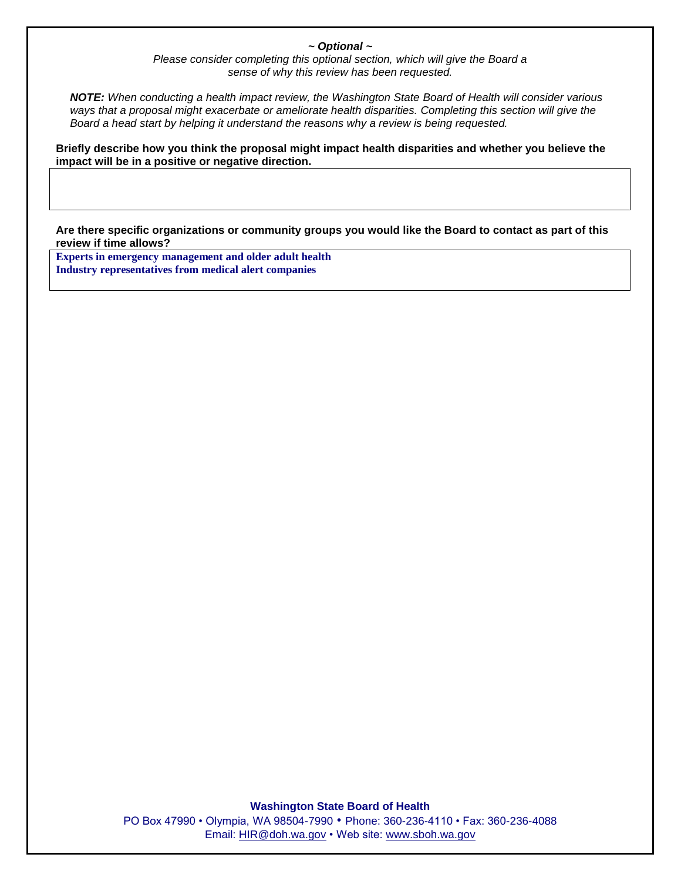***~ Optional ~***

*Please consider completing this optional section, which will give the Board a sense of why this review has been requested.*

***NOTE:*** *When conducting a health impact review, the Washington State Board of Health will consider various ways that a proposal might exacerbate or ameliorate health disparities. Completing this section will give the Board a head start by helping it understand the reasons why a review is being requested.*

**Briefly describe how you think the proposal might impact health disparities and whether you believe the impact will be in a positive or negative direction.**

**Are there specific organizations or community groups you would like the Board to contact as part of this review if time allows?**

**Experts in emergency management and older adult health**
**Industry representatives from medical alert companies**

**Washington State Board of Health**
PO Box 47990 • Olympia, WA 98504-7990 • Phone: 360-236-4110 • Fax: 360-236-4088
Email: HIR@doh.wa.gov • Web site: www.sboh.wa.gov